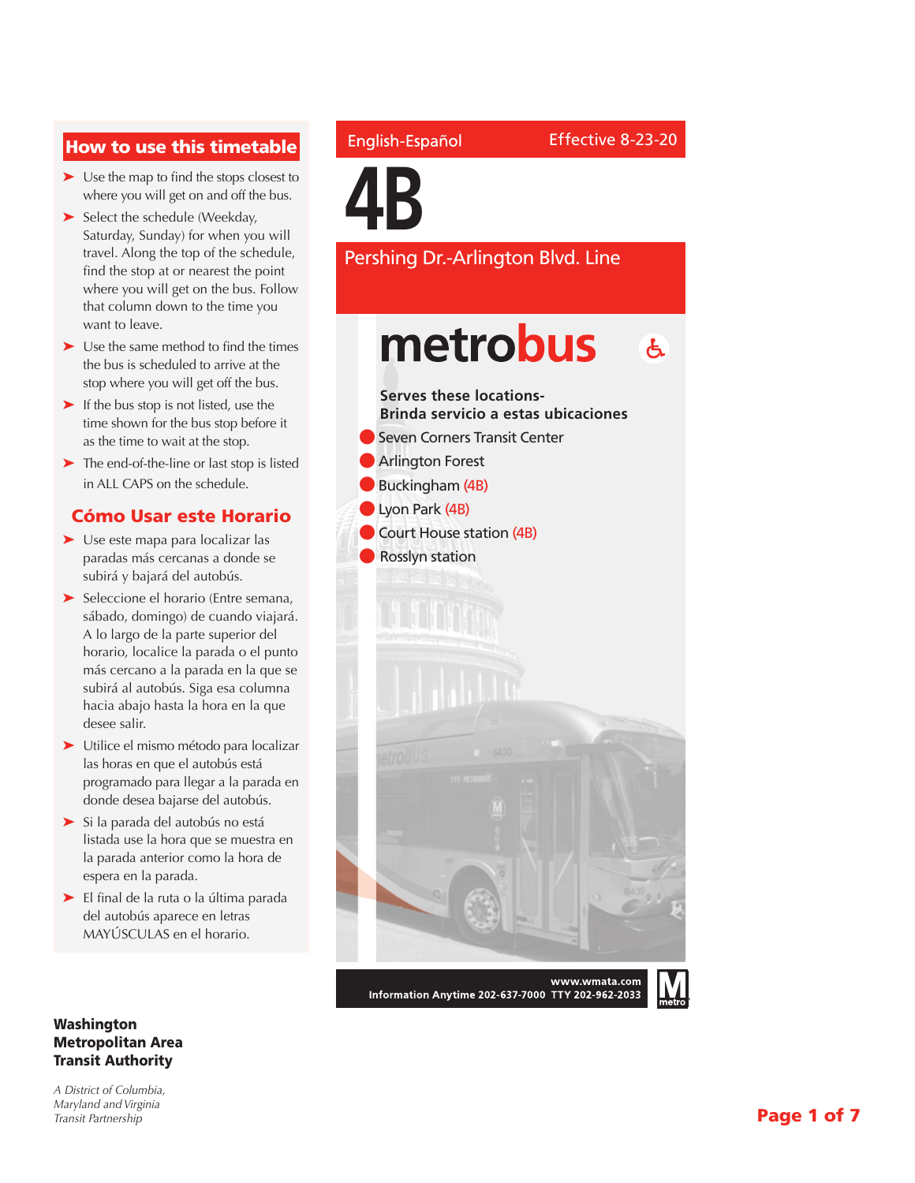## How to use this timetable

- Use the map to find the stops closest to where you will get on and off the bus.
- Select the schedule (Weekday, Saturday, Sunday) for when you will travel. Along the top of the schedule, find the stop at or nearest the point where you will get on the bus. Follow that column down to the time you want to leave.
- Use the same method to find the times the bus is scheduled to arrive at the stop where you will get off the bus.
- If the bus stop is not listed, use the time shown for the bus stop before it as the time to wait at the stop.
- The end-of-the-line or last stop is listed in ALL CAPS on the schedule.

## Cómo Usar este Horario

- Use este mapa para localizar las paradas más cercanas a donde se subirá y bajará del autobús.
- Seleccione el horario (Entre semana, sábado, domingo) de cuando viajará. A lo largo de la parte superior del horario, localice la parada o el punto más cercano a la parada en la que se subirá al autobús. Siga esa columna hacia abajo hasta la hora en la que desee salir.
- Utilice el mismo método para localizar las horas en que el autobús está programado para llegar a la parada en donde desea bajarse del autobús.
- Si la parada del autobús no está listada use la hora que se muestra en la parada anterior como la hora de espera en la parada.
- El final de la ruta o la última parada del autobús aparece en letras MAYÚSCULAS en el horario.

**Washington Metropolitan Area Transit Authority**

*A District of Columbia, Maryland and Virginia Transit Partnership*

English-Español

Effective 8-23-20

# 4B

## Pershing Dr.-Arlington Blvd. Line

# metrobus

**Serves these locations-**
**Brinda servicio a estas ubicaciones**

- Seven Corners Transit Center
- Arlington Forest
- Buckingham (4B)
- Lyon Park (4B)
- Court House station (4B)
- Rosslyn station

www.wmata.com
Information Anytime 202-637-7000 TTY 202-962-2033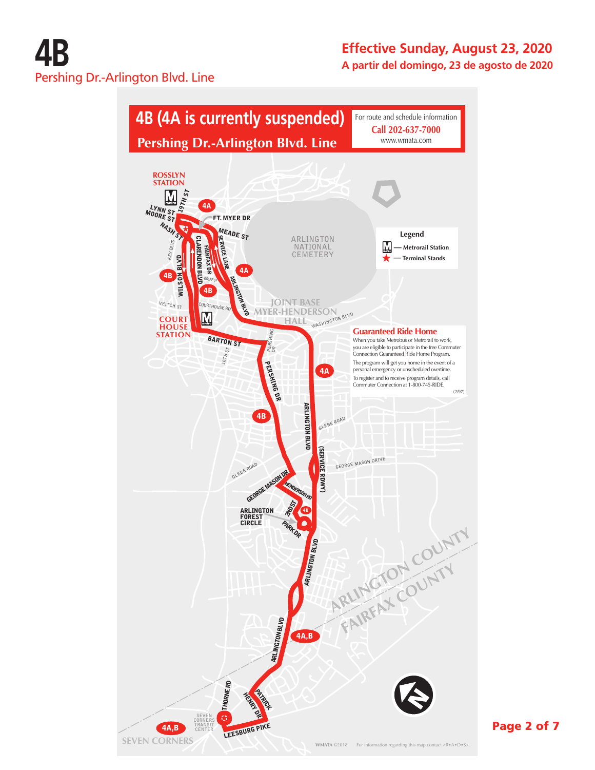# 4B

Pershing Dr.-Arlington Blvd. Line

**Effective Sunday, August 23, 2020**

**A partir del domingo, 23 de agosto de 2020**

## 4B (4A is currently suspended)

## Pershing Dr.-Arlington Blvd. Line

For route and schedule information

**Call 202-637-7000**

www.wmata.com

**Legend**

- Metrorail Station
- Terminal Stands

ROSSLYN STATION

19TH ST

LYNN ST

MOORE ST

NASH ST

FT. MYER DR

MEADE ST

KEY BLVD

WILSON BLVD

CLARENDON BLVD

FAIRFAX DR

SERVICE LANE

ROLFE ST

ARLINGTON BLVD

ARLINGTON NATIONAL CEMETERY

VEITCH ST

COURTHOUSE RD

COURT HOUSE STATION

JOINT BASE MYER-HENDERSON HALL

WASHINGTON BLVD

BARTON ST

10TH ST

PERSHING DR

GLEBE ROAD

GEORGE MASON DRIVE

(SERVICE RDWY)

GEORGE MASON DR

HENDERSON RD

2ND ST

ARLINGTON FOREST CIRCLE

PARK DR

ARLINGTON COUNTY

FAIRFAX COUNTY

THORNE RD

PATRICK HENRY DR

SEVEN CORNERS TRANSIT CENTER

LEESBURG PIKE

SEVEN CORNERS

4A, 4B, 4A,B

### Guaranteed Ride Home

When you take Metrobus or Metrorail to work, you are eligible to participate in the free Commuter Connection Guaranteed Ride Home Program.

The program will get you home in the event of a personal emergency or unscheduled overtime.

To register and to receive program details, call Commuter Connection at 1-800-745-RIDE.

(2/97)

WMATA ©2018 For information regarding this map contact <R•A•D•S>.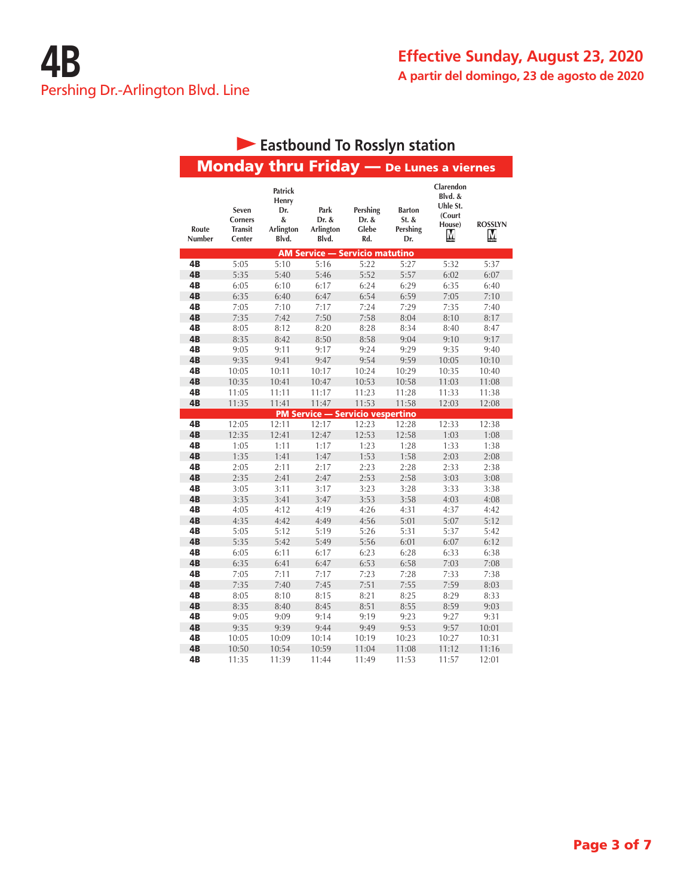# 4B

Pershing Dr.-Arlington Blvd. Line

**Effective Sunday, August 23, 2020**

**A partir del domingo, 23 de agosto de 2020**

## Eastbound To Rosslyn station

### Monday thru Friday — De Lunes a viernes

| Route Number | Seven Corners Transit Center | Patrick Henry Dr. & Arlington Blvd. | Park Dr. & Arlington Blvd. | Pershing Dr. & Glebe Rd. | Barton St. & Pershing Dr. | Clarendon Blvd. & Uhle St. (Court House) M | ROSSLYN M |
|---|---|---|---|---|---|---|---|
| **AM Service — Servicio matutino** | | | | | | | |
| 4B | 5:05 | 5:10 | 5:16 | 5:22 | 5:27 | 5:32 | 5:37 |
| 4B | 5:35 | 5:40 | 5:46 | 5:52 | 5:57 | 6:02 | 6:07 |
| 4B | 6:05 | 6:10 | 6:17 | 6:24 | 6:29 | 6:35 | 6:40 |
| 4B | 6:35 | 6:40 | 6:47 | 6:54 | 6:59 | 7:05 | 7:10 |
| 4B | 7:05 | 7:10 | 7:17 | 7:24 | 7:29 | 7:35 | 7:40 |
| 4B | 7:35 | 7:42 | 7:50 | 7:58 | 8:04 | 8:10 | 8:17 |
| 4B | 8:05 | 8:12 | 8:20 | 8:28 | 8:34 | 8:40 | 8:47 |
| 4B | 8:35 | 8:42 | 8:50 | 8:58 | 9:04 | 9:10 | 9:17 |
| 4B | 9:05 | 9:11 | 9:17 | 9:24 | 9:29 | 9:35 | 9:40 |
| 4B | 9:35 | 9:41 | 9:47 | 9:54 | 9:59 | 10:05 | 10:10 |
| 4B | 10:05 | 10:11 | 10:17 | 10:24 | 10:29 | 10:35 | 10:40 |
| 4B | 10:35 | 10:41 | 10:47 | 10:53 | 10:58 | 11:03 | 11:08 |
| 4B | 11:05 | 11:11 | 11:17 | 11:23 | 11:28 | 11:33 | 11:38 |
| 4B | 11:35 | 11:41 | 11:47 | 11:53 | 11:58 | 12:03 | 12:08 |
| **PM Service — Servicio vespertino** | | | | | | | |
| 4B | 12:05 | 12:11 | 12:17 | 12:23 | 12:28 | 12:33 | 12:38 |
| 4B | 12:35 | 12:41 | 12:47 | 12:53 | 12:58 | 1:03 | 1:08 |
| 4B | 1:05 | 1:11 | 1:17 | 1:23 | 1:28 | 1:33 | 1:38 |
| 4B | 1:35 | 1:41 | 1:47 | 1:53 | 1:58 | 2:03 | 2:08 |
| 4B | 2:05 | 2:11 | 2:17 | 2:23 | 2:28 | 2:33 | 2:38 |
| 4B | 2:35 | 2:41 | 2:47 | 2:53 | 2:58 | 3:03 | 3:08 |
| 4B | 3:05 | 3:11 | 3:17 | 3:23 | 3:28 | 3:33 | 3:38 |
| 4B | 3:35 | 3:41 | 3:47 | 3:53 | 3:58 | 4:03 | 4:08 |
| 4B | 4:05 | 4:12 | 4:19 | 4:26 | 4:31 | 4:37 | 4:42 |
| 4B | 4:35 | 4:42 | 4:49 | 4:56 | 5:01 | 5:07 | 5:12 |
| 4B | 5:05 | 5:12 | 5:19 | 5:26 | 5:31 | 5:37 | 5:42 |
| 4B | 5:35 | 5:42 | 5:49 | 5:56 | 6:01 | 6:07 | 6:12 |
| 4B | 6:05 | 6:11 | 6:17 | 6:23 | 6:28 | 6:33 | 6:38 |
| 4B | 6:35 | 6:41 | 6:47 | 6:53 | 6:58 | 7:03 | 7:08 |
| 4B | 7:05 | 7:11 | 7:17 | 7:23 | 7:28 | 7:33 | 7:38 |
| 4B | 7:35 | 7:40 | 7:45 | 7:51 | 7:55 | 7:59 | 8:03 |
| 4B | 8:05 | 8:10 | 8:15 | 8:21 | 8:25 | 8:29 | 8:33 |
| 4B | 8:35 | 8:40 | 8:45 | 8:51 | 8:55 | 8:59 | 9:03 |
| 4B | 9:05 | 9:09 | 9:14 | 9:19 | 9:23 | 9:27 | 9:31 |
| 4B | 9:35 | 9:39 | 9:44 | 9:49 | 9:53 | 9:57 | 10:01 |
| 4B | 10:05 | 10:09 | 10:14 | 10:19 | 10:23 | 10:27 | 10:31 |
| 4B | 10:50 | 10:54 | 10:59 | 11:04 | 11:08 | 11:12 | 11:16 |
| 4B | 11:35 | 11:39 | 11:44 | 11:49 | 11:53 | 11:57 | 12:01 |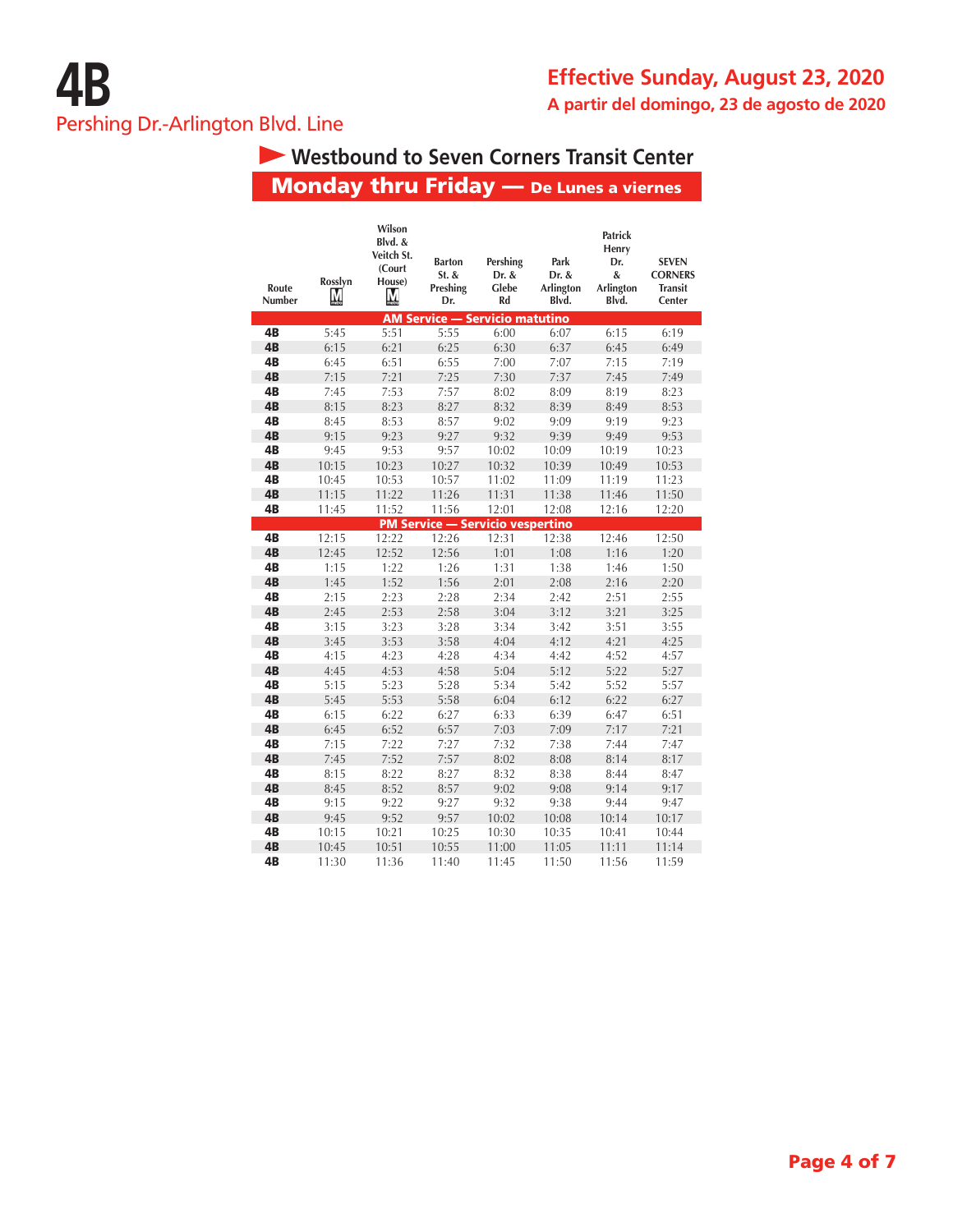# 4B

Pershing Dr.-Arlington Blvd. Line

**Effective Sunday, August 23, 2020**

**A partir del domingo, 23 de agosto de 2020**

## Westbound to Seven Corners Transit Center

### Monday thru Friday — De Lunes a viernes

| Route Number | Rosslyn M | Wilson Blvd. & Veitch St. (Court House) M | Barton St. & Preshing Dr. | Pershing Dr. & Glebe Rd | Park Dr. & Arlington Blvd. | Patrick Henry Dr. & Arlington Blvd. | SEVEN CORNERS Transit Center |
|---|---|---|---|---|---|---|---|
| **AM Service — Servicio matutino** | | | | | | | |
| **4B** | 5:45 | 5:51 | 5:55 | 6:00 | 6:07 | 6:15 | 6:19 |
| **4B** | 6:15 | 6:21 | 6:25 | 6:30 | 6:37 | 6:45 | 6:49 |
| **4B** | 6:45 | 6:51 | 6:55 | 7:00 | 7:07 | 7:15 | 7:19 |
| **4B** | 7:15 | 7:21 | 7:25 | 7:30 | 7:37 | 7:45 | 7:49 |
| **4B** | 7:45 | 7:53 | 7:57 | 8:02 | 8:09 | 8:19 | 8:23 |
| **4B** | 8:15 | 8:23 | 8:27 | 8:32 | 8:39 | 8:49 | 8:53 |
| **4B** | 8:45 | 8:53 | 8:57 | 9:02 | 9:09 | 9:19 | 9:23 |
| **4B** | 9:15 | 9:23 | 9:27 | 9:32 | 9:39 | 9:49 | 9:53 |
| **4B** | 9:45 | 9:53 | 9:57 | 10:02 | 10:09 | 10:19 | 10:23 |
| **4B** | 10:15 | 10:23 | 10:27 | 10:32 | 10:39 | 10:49 | 10:53 |
| **4B** | 10:45 | 10:53 | 10:57 | 11:02 | 11:09 | 11:19 | 11:23 |
| **4B** | 11:15 | 11:22 | 11:26 | 11:31 | 11:38 | 11:46 | 11:50 |
| **4B** | 11:45 | 11:52 | 11:56 | 12:01 | 12:08 | 12:16 | 12:20 |
| **PM Service — Servicio vespertino** | | | | | | | |
| **4B** | 12:15 | 12:22 | 12:26 | 12:31 | 12:38 | 12:46 | 12:50 |
| **4B** | 12:45 | 12:52 | 12:56 | 1:01 | 1:08 | 1:16 | 1:20 |
| **4B** | 1:15 | 1:22 | 1:26 | 1:31 | 1:38 | 1:46 | 1:50 |
| **4B** | 1:45 | 1:52 | 1:56 | 2:01 | 2:08 | 2:16 | 2:20 |
| **4B** | 2:15 | 2:23 | 2:28 | 2:34 | 2:42 | 2:51 | 2:55 |
| **4B** | 2:45 | 2:53 | 2:58 | 3:04 | 3:12 | 3:21 | 3:25 |
| **4B** | 3:15 | 3:23 | 3:28 | 3:34 | 3:42 | 3:51 | 3:55 |
| **4B** | 3:45 | 3:53 | 3:58 | 4:04 | 4:12 | 4:21 | 4:25 |
| **4B** | 4:15 | 4:23 | 4:28 | 4:34 | 4:42 | 4:52 | 4:57 |
| **4B** | 4:45 | 4:53 | 4:58 | 5:04 | 5:12 | 5:22 | 5:27 |
| **4B** | 5:15 | 5:23 | 5:28 | 5:34 | 5:42 | 5:52 | 5:57 |
| **4B** | 5:45 | 5:53 | 5:58 | 6:04 | 6:12 | 6:22 | 6:27 |
| **4B** | 6:15 | 6:22 | 6:27 | 6:33 | 6:39 | 6:47 | 6:51 |
| **4B** | 6:45 | 6:52 | 6:57 | 7:03 | 7:09 | 7:17 | 7:21 |
| **4B** | 7:15 | 7:22 | 7:27 | 7:32 | 7:38 | 7:44 | 7:47 |
| **4B** | 7:45 | 7:52 | 7:57 | 8:02 | 8:08 | 8:14 | 8:17 |
| **4B** | 8:15 | 8:22 | 8:27 | 8:32 | 8:38 | 8:44 | 8:47 |
| **4B** | 8:45 | 8:52 | 8:57 | 9:02 | 9:08 | 9:14 | 9:17 |
| **4B** | 9:15 | 9:22 | 9:27 | 9:32 | 9:38 | 9:44 | 9:47 |
| **4B** | 9:45 | 9:52 | 9:57 | 10:02 | 10:08 | 10:14 | 10:17 |
| **4B** | 10:15 | 10:21 | 10:25 | 10:30 | 10:35 | 10:41 | 10:44 |
| **4B** | 10:45 | 10:51 | 10:55 | 11:00 | 11:05 | 11:11 | 11:14 |
| **4B** | 11:30 | 11:36 | 11:40 | 11:45 | 11:50 | 11:56 | 11:59 |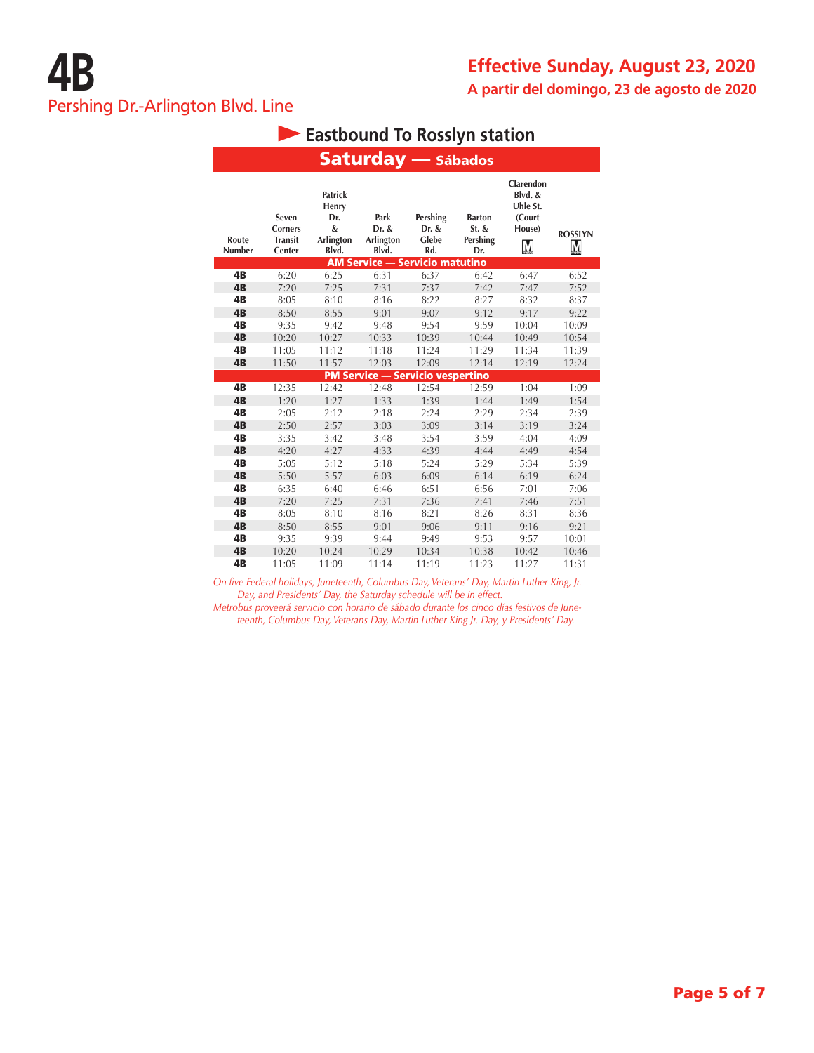# 4B

Pershing Dr.-Arlington Blvd. Line

## Effective Sunday, August 23, 2020

**A partir del domingo, 23 de agosto de 2020**

### Eastbound To Rosslyn station

### Saturday — Sábados

| Route Number | Seven Corners Transit Center | Patrick Henry Dr. & Arlington Blvd. | Park Dr. & Arlington Blvd. | Pershing Dr. & Glebe Rd. | Barton St. & Pershing Dr. | Clarendon Blvd. & Uhle St. (Court House) M | ROSSLYN M |
|---|---|---|---|---|---|---|---|
| **AM Service — Servicio matutino** | | | | | | | |
| 4B | 6:20 | 6:25 | 6:31 | 6:37 | 6:42 | 6:47 | 6:52 |
| 4B | 7:20 | 7:25 | 7:31 | 7:37 | 7:42 | 7:47 | 7:52 |
| 4B | 8:05 | 8:10 | 8:16 | 8:22 | 8:27 | 8:32 | 8:37 |
| 4B | 8:50 | 8:55 | 9:01 | 9:07 | 9:12 | 9:17 | 9:22 |
| 4B | 9:35 | 9:42 | 9:48 | 9:54 | 9:59 | 10:04 | 10:09 |
| 4B | 10:20 | 10:27 | 10:33 | 10:39 | 10:44 | 10:49 | 10:54 |
| 4B | 11:05 | 11:12 | 11:18 | 11:24 | 11:29 | 11:34 | 11:39 |
| 4B | 11:50 | 11:57 | 12:03 | 12:09 | 12:14 | 12:19 | 12:24 |
| **PM Service — Servicio vespertino** | | | | | | | |
| 4B | 12:35 | 12:42 | 12:48 | 12:54 | 12:59 | 1:04 | 1:09 |
| 4B | 1:20 | 1:27 | 1:33 | 1:39 | 1:44 | 1:49 | 1:54 |
| 4B | 2:05 | 2:12 | 2:18 | 2:24 | 2:29 | 2:34 | 2:39 |
| 4B | 2:50 | 2:57 | 3:03 | 3:09 | 3:14 | 3:19 | 3:24 |
| 4B | 3:35 | 3:42 | 3:48 | 3:54 | 3:59 | 4:04 | 4:09 |
| 4B | 4:20 | 4:27 | 4:33 | 4:39 | 4:44 | 4:49 | 4:54 |
| 4B | 5:05 | 5:12 | 5:18 | 5:24 | 5:29 | 5:34 | 5:39 |
| 4B | 5:50 | 5:57 | 6:03 | 6:09 | 6:14 | 6:19 | 6:24 |
| 4B | 6:35 | 6:40 | 6:46 | 6:51 | 6:56 | 7:01 | 7:06 |
| 4B | 7:20 | 7:25 | 7:31 | 7:36 | 7:41 | 7:46 | 7:51 |
| 4B | 8:05 | 8:10 | 8:16 | 8:21 | 8:26 | 8:31 | 8:36 |
| 4B | 8:50 | 8:55 | 9:01 | 9:06 | 9:11 | 9:16 | 9:21 |
| 4B | 9:35 | 9:39 | 9:44 | 9:49 | 9:53 | 9:57 | 10:01 |
| 4B | 10:20 | 10:24 | 10:29 | 10:34 | 10:38 | 10:42 | 10:46 |
| 4B | 11:05 | 11:09 | 11:14 | 11:19 | 11:23 | 11:27 | 11:31 |

*On five Federal holidays, Juneteenth, Columbus Day, Veterans' Day, Martin Luther King, Jr. Day, and Presidents' Day, the Saturday schedule will be in effect.*

*Metrobus proveerá servicio con horario de sábado durante los cinco días festivos de Juneteenth, Columbus Day, Veterans Day, Martin Luther King Jr. Day, y Presidents' Day.*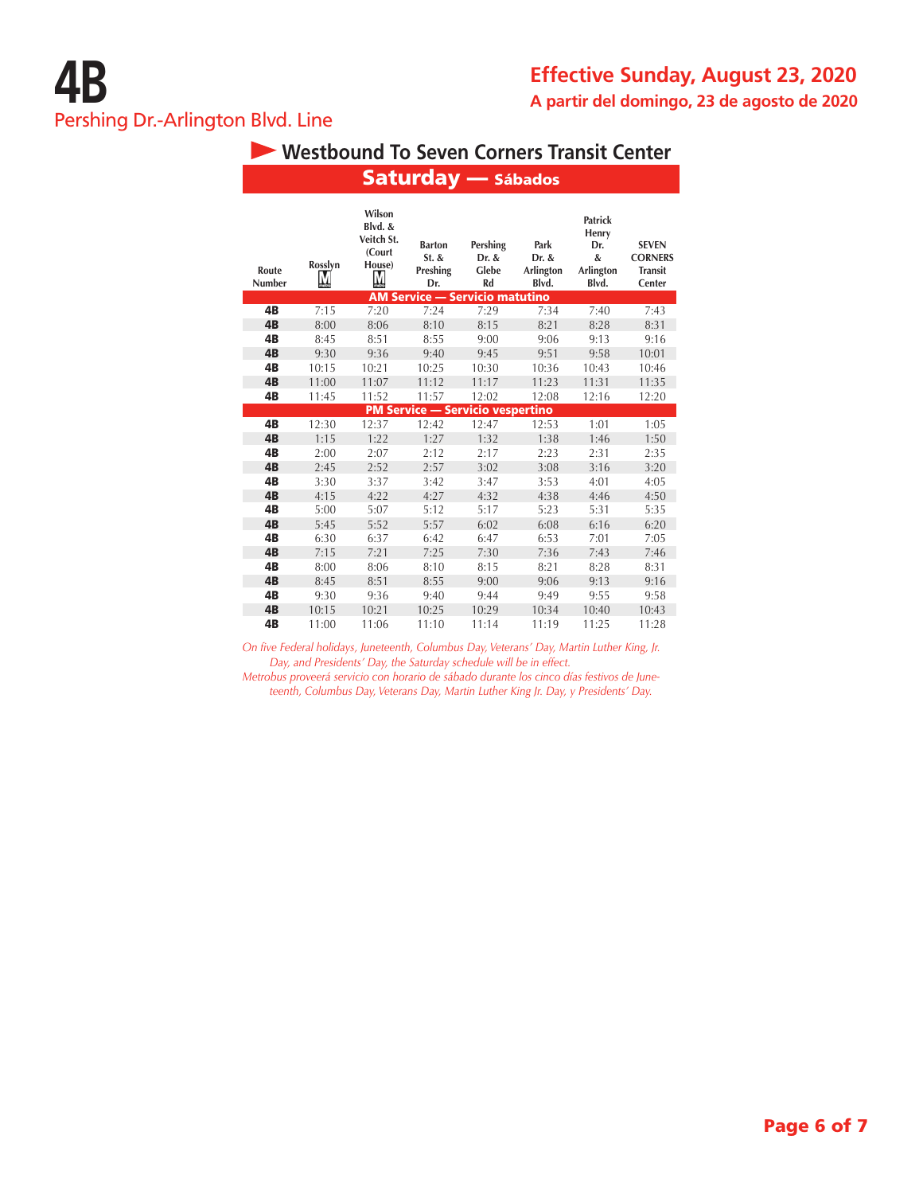# 4B

Pershing Dr.-Arlington Blvd. Line

**Effective Sunday, August 23, 2020**

**A partir del domingo, 23 de agosto de 2020**

## Westbound To Seven Corners Transit Center

### Saturday — Sábados

| Route Number | Rosslyn M | Wilson Blvd. & Veitch St. (Court House) M | Barton St. & Preshing Dr. | Pershing Dr. & Glebe Rd | Park Dr. & Arlington Blvd. | Patrick Henry Dr. & Arlington Blvd. | SEVEN CORNERS Transit Center |
|---|---|---|---|---|---|---|---|
| **AM Service — Servicio matutino** | | | | | | | |
| 4B | 7:15 | 7:20 | 7:24 | 7:29 | 7:34 | 7:40 | 7:43 |
| 4B | 8:00 | 8:06 | 8:10 | 8:15 | 8:21 | 8:28 | 8:31 |
| 4B | 8:45 | 8:51 | 8:55 | 9:00 | 9:06 | 9:13 | 9:16 |
| 4B | 9:30 | 9:36 | 9:40 | 9:45 | 9:51 | 9:58 | 10:01 |
| 4B | 10:15 | 10:21 | 10:25 | 10:30 | 10:36 | 10:43 | 10:46 |
| 4B | 11:00 | 11:07 | 11:12 | 11:17 | 11:23 | 11:31 | 11:35 |
| 4B | 11:45 | 11:52 | 11:57 | 12:02 | 12:08 | 12:16 | 12:20 |
| **PM Service — Servicio vespertino** | | | | | | | |
| 4B | 12:30 | 12:37 | 12:42 | 12:47 | 12:53 | 1:01 | 1:05 |
| 4B | 1:15 | 1:22 | 1:27 | 1:32 | 1:38 | 1:46 | 1:50 |
| 4B | 2:00 | 2:07 | 2:12 | 2:17 | 2:23 | 2:31 | 2:35 |
| 4B | 2:45 | 2:52 | 2:57 | 3:02 | 3:08 | 3:16 | 3:20 |
| 4B | 3:30 | 3:37 | 3:42 | 3:47 | 3:53 | 4:01 | 4:05 |
| 4B | 4:15 | 4:22 | 4:27 | 4:32 | 4:38 | 4:46 | 4:50 |
| 4B | 5:00 | 5:07 | 5:12 | 5:17 | 5:23 | 5:31 | 5:35 |
| 4B | 5:45 | 5:52 | 5:57 | 6:02 | 6:08 | 6:16 | 6:20 |
| 4B | 6:30 | 6:37 | 6:42 | 6:47 | 6:53 | 7:01 | 7:05 |
| 4B | 7:15 | 7:21 | 7:25 | 7:30 | 7:36 | 7:43 | 7:46 |
| 4B | 8:00 | 8:06 | 8:10 | 8:15 | 8:21 | 8:28 | 8:31 |
| 4B | 8:45 | 8:51 | 8:55 | 9:00 | 9:06 | 9:13 | 9:16 |
| 4B | 9:30 | 9:36 | 9:40 | 9:44 | 9:49 | 9:55 | 9:58 |
| 4B | 10:15 | 10:21 | 10:25 | 10:29 | 10:34 | 10:40 | 10:43 |
| 4B | 11:00 | 11:06 | 11:10 | 11:14 | 11:19 | 11:25 | 11:28 |

*On five Federal holidays, Juneteenth, Columbus Day, Veterans' Day, Martin Luther King, Jr. Day, and Presidents' Day, the Saturday schedule will be in effect.*

*Metrobus proveerá servicio con horario de sábado durante los cinco días festivos de Juneteenth, Columbus Day, Veterans Day, Martin Luther King Jr. Day, y Presidents' Day.*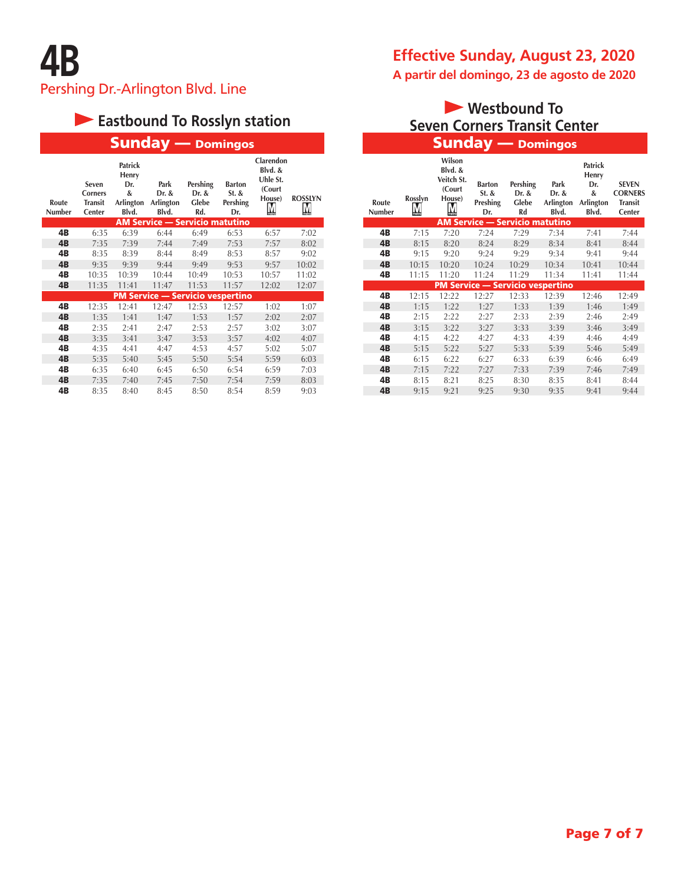# 4B

Pershing Dr.-Arlington Blvd. Line

**Effective Sunday, August 23, 2020**

**A partir del domingo, 23 de agosto de 2020**

## Eastbound To Rosslyn station

### Sunday — Domingos

| Route Number | Seven Corners Transit Center | Patrick Henry Dr. & Arlington Blvd. | Park Dr. & Arlington Blvd. | Pershing Dr. & Glebe Rd. | Barton St. & Pershing Dr. | Clarendon Blvd. & Uhle St. (Court House) M | ROSSLYN M |
|---|---|---|---|---|---|---|---|
| **AM Service — Servicio matutino** | | | | | | | |
| 4B | 6:35 | 6:39 | 6:44 | 6:49 | 6:53 | 6:57 | 7:02 |
| 4B | 7:35 | 7:39 | 7:44 | 7:49 | 7:53 | 7:57 | 8:02 |
| 4B | 8:35 | 8:39 | 8:44 | 8:49 | 8:53 | 8:57 | 9:02 |
| 4B | 9:35 | 9:39 | 9:44 | 9:49 | 9:53 | 9:57 | 10:02 |
| 4B | 10:35 | 10:39 | 10:44 | 10:49 | 10:53 | 10:57 | 11:02 |
| 4B | 11:35 | 11:41 | 11:47 | 11:53 | 11:57 | 12:02 | 12:07 |
| **PM Service — Servicio vespertino** | | | | | | | |
| 4B | 12:35 | 12:41 | 12:47 | 12:53 | 12:57 | 1:02 | 1:07 |
| 4B | 1:35 | 1:41 | 1:47 | 1:53 | 1:57 | 2:02 | 2:07 |
| 4B | 2:35 | 2:41 | 2:47 | 2:53 | 2:57 | 3:02 | 3:07 |
| 4B | 3:35 | 3:41 | 3:47 | 3:53 | 3:57 | 4:02 | 4:07 |
| 4B | 4:35 | 4:41 | 4:47 | 4:53 | 4:57 | 5:02 | 5:07 |
| 4B | 5:35 | 5:40 | 5:45 | 5:50 | 5:54 | 5:59 | 6:03 |
| 4B | 6:35 | 6:40 | 6:45 | 6:50 | 6:54 | 6:59 | 7:03 |
| 4B | 7:35 | 7:40 | 7:45 | 7:50 | 7:54 | 7:59 | 8:03 |
| 4B | 8:35 | 8:40 | 8:45 | 8:50 | 8:54 | 8:59 | 9:03 |

## Westbound To Seven Corners Transit Center

### Sunday — Domingos

| Route Number | Rosslyn M | Wilson Blvd. & Veitch St. (Court House) M | Barton St. & Preshing Dr. | Pershing Dr. & Glebe Rd | Park Dr. & Arlington Blvd. | Patrick Henry Dr. & Arlington Blvd. | SEVEN CORNERS Transit Center |
|---|---|---|---|---|---|---|---|
| **AM Service — Servicio matutino** | | | | | | | |
| 4B | 7:15 | 7:20 | 7:24 | 7:29 | 7:34 | 7:41 | 7:44 |
| 4B | 8:15 | 8:20 | 8:24 | 8:29 | 8:34 | 8:41 | 8:44 |
| 4B | 9:15 | 9:20 | 9:24 | 9:29 | 9:34 | 9:41 | 9:44 |
| 4B | 10:15 | 10:20 | 10:24 | 10:29 | 10:34 | 10:41 | 10:44 |
| 4B | 11:15 | 11:20 | 11:24 | 11:29 | 11:34 | 11:41 | 11:44 |
| **PM Service — Servicio vespertino** | | | | | | | |
| 4B | 12:15 | 12:22 | 12:27 | 12:33 | 12:39 | 12:46 | 12:49 |
| 4B | 1:15 | 1:22 | 1:27 | 1:33 | 1:39 | 1:46 | 1:49 |
| 4B | 2:15 | 2:22 | 2:27 | 2:33 | 2:39 | 2:46 | 2:49 |
| 4B | 3:15 | 3:22 | 3:27 | 3:33 | 3:39 | 3:46 | 3:49 |
| 4B | 4:15 | 4:22 | 4:27 | 4:33 | 4:39 | 4:46 | 4:49 |
| 4B | 5:15 | 5:22 | 5:27 | 5:33 | 5:39 | 5:46 | 5:49 |
| 4B | 6:15 | 6:22 | 6:27 | 6:33 | 6:39 | 6:46 | 6:49 |
| 4B | 7:15 | 7:22 | 7:27 | 7:33 | 7:39 | 7:46 | 7:49 |
| 4B | 8:15 | 8:21 | 8:25 | 8:30 | 8:35 | 8:41 | 8:44 |
| 4B | 9:15 | 9:21 | 9:25 | 9:30 | 9:35 | 9:41 | 9:44 |